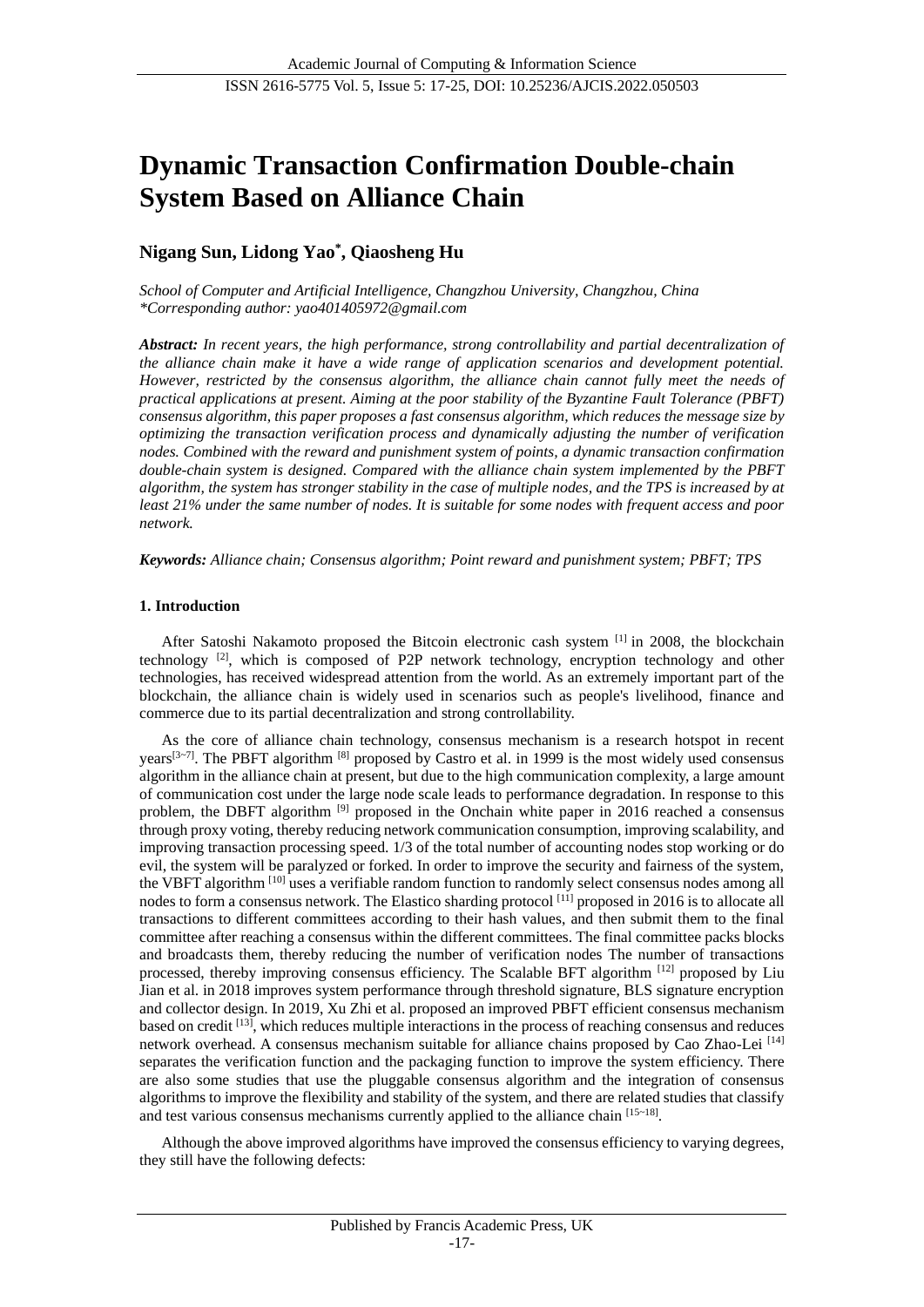# Dynamic Transaction Confirmation Double-chain System Based on Alliance Chain

**Nigang Sun, Lidong Yao*, Qiaosheng Hu**

*School of Computer and Artificial Intelligence, Changzhou University, Changzhou, China*
*\*Corresponding author: yao401405972@gmail.com*

***Abstract:** In recent years, the high performance, strong controllability and partial decentralization of the alliance chain make it have a wide range of application scenarios and development potential. However, restricted by the consensus algorithm, the alliance chain cannot fully meet the needs of practical applications at present. Aiming at the poor stability of the Byzantine Fault Tolerance (PBFT) consensus algorithm, this paper proposes a fast consensus algorithm, which reduces the message size by optimizing the transaction verification process and dynamically adjusting the number of verification nodes. Combined with the reward and punishment system of points, a dynamic transaction confirmation double-chain system is designed. Compared with the alliance chain system implemented by the PBFT algorithm, the system has stronger stability in the case of multiple nodes, and the TPS is increased by at least 21% under the same number of nodes. It is suitable for some nodes with frequent access and poor network.*

***Keywords:** Alliance chain; Consensus algorithm; Point reward and punishment system; PBFT; TPS*

## 1. Introduction

After Satoshi Nakamoto proposed the Bitcoin electronic cash system [1] in 2008, the blockchain technology [2], which is composed of P2P network technology, encryption technology and other technologies, has received widespread attention from the world. As an extremely important part of the blockchain, the alliance chain is widely used in scenarios such as people's livelihood, finance and commerce due to its partial decentralization and strong controllability.

As the core of alliance chain technology, consensus mechanism is a research hotspot in recent years[3~7]. The PBFT algorithm [8] proposed by Castro et al. in 1999 is the most widely used consensus algorithm in the alliance chain at present, but due to the high communication complexity, a large amount of communication cost under the large node scale leads to performance degradation. In response to this problem, the DBFT algorithm [9] proposed in the Onchain white paper in 2016 reached a consensus through proxy voting, thereby reducing network communication consumption, improving scalability, and improving transaction processing speed. 1/3 of the total number of accounting nodes stop working or do evil, the system will be paralyzed or forked. In order to improve the security and fairness of the system, the VBFT algorithm [10] uses a verifiable random function to randomly select consensus nodes among all nodes to form a consensus network. The Elastico sharding protocol [11] proposed in 2016 is to allocate all transactions to different committees according to their hash values, and then submit them to the final committee after reaching a consensus within the different committees. The final committee packs blocks and broadcasts them, thereby reducing the number of verification nodes The number of transactions processed, thereby improving consensus efficiency. The Scalable BFT algorithm [12] proposed by Liu Jian et al. in 2018 improves system performance through threshold signature, BLS signature encryption and collector design. In 2019, Xu Zhi et al. proposed an improved PBFT efficient consensus mechanism based on credit [13], which reduces multiple interactions in the process of reaching consensus and reduces network overhead. A consensus mechanism suitable for alliance chains proposed by Cao Zhao-Lei [14] separates the verification function and the packaging function to improve the system efficiency. There are also some studies that use the pluggable consensus algorithm and the integration of consensus algorithms to improve the flexibility and stability of the system, and there are related studies that classify and test various consensus mechanisms currently applied to the alliance chain [15~18].

Although the above improved algorithms have improved the consensus efficiency to varying degrees, they still have the following defects: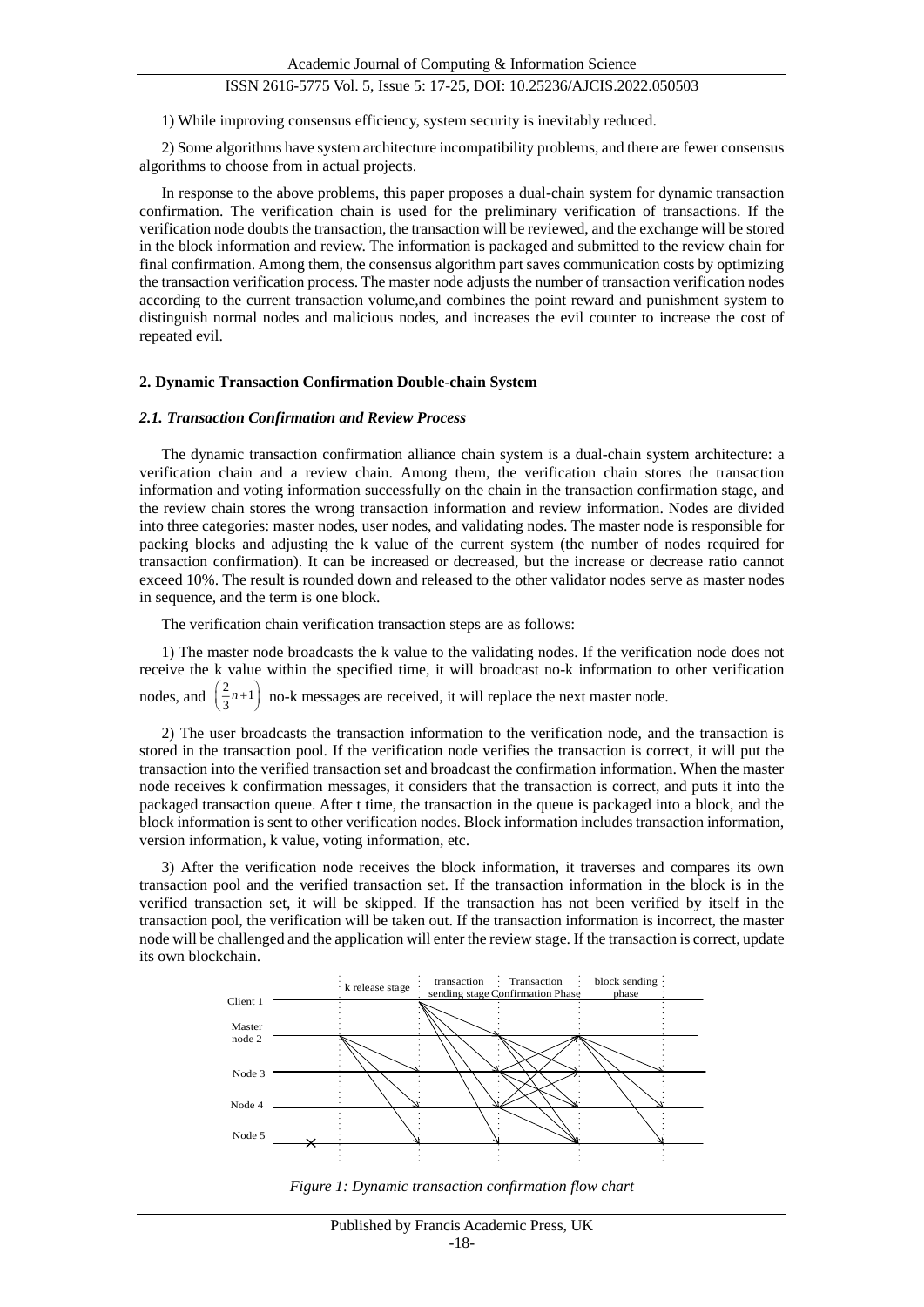1) While improving consensus efficiency, system security is inevitably reduced.

2) Some algorithms have system architecture incompatibility problems, and there are fewer consensus algorithms to choose from in actual projects.

In response to the above problems, this paper proposes a dual-chain system for dynamic transaction confirmation. The verification chain is used for the preliminary verification of transactions. If the verification node doubts the transaction, the transaction will be reviewed, and the exchange will be stored in the block information and review. The information is packaged and submitted to the review chain for final confirmation. Among them, the consensus algorithm part saves communication costs by optimizing the transaction verification process. The master node adjusts the number of transaction verification nodes according to the current transaction volume,and combines the point reward and punishment system to distinguish normal nodes and malicious nodes, and increases the evil counter to increase the cost of repeated evil.

## 2. Dynamic Transaction Confirmation Double-chain System

### 2.1. Transaction Confirmation and Review Process

The dynamic transaction confirmation alliance chain system is a dual-chain system architecture: a verification chain and a review chain. Among them, the verification chain stores the transaction information and voting information successfully on the chain in the transaction confirmation stage, and the review chain stores the wrong transaction information and review information. Nodes are divided into three categories: master nodes, user nodes, and validating nodes. The master node is responsible for packing blocks and adjusting the k value of the current system (the number of nodes required for transaction confirmation). It can be increased or decreased, but the increase or decrease ratio cannot exceed 10%. The result is rounded down and released to the other validator nodes serve as master nodes in sequence, and the term is one block.

The verification chain verification transaction steps are as follows:

1) The master node broadcasts the k value to the validating nodes. If the verification node does not receive the k value within the specified time, it will broadcast no-k information to other verification nodes, and $\left(\frac{2}{3}n+1\right)$ no-k messages are received, it will replace the next master node.

2) The user broadcasts the transaction information to the verification node, and the transaction is stored in the transaction pool. If the verification node verifies the transaction is correct, it will put the transaction into the verified transaction set and broadcast the confirmation information. When the master node receives k confirmation messages, it considers that the transaction is correct, and puts it into the packaged transaction queue. After t time, the transaction in the queue is packaged into a block, and the block information is sent to other verification nodes. Block information includes transaction information, version information, k value, voting information, etc.

3) After the verification node receives the block information, it traverses and compares its own transaction pool and the verified transaction set. If the transaction information in the block is in the verified transaction set, it will be skipped. If the transaction has not been verified by itself in the transaction pool, the verification will be taken out. If the transaction information is incorrect, the master node will be challenged and the application will enter the review stage. If the transaction is correct, update its own blockchain.

*Figure 1: Dynamic transaction confirmation flow chart*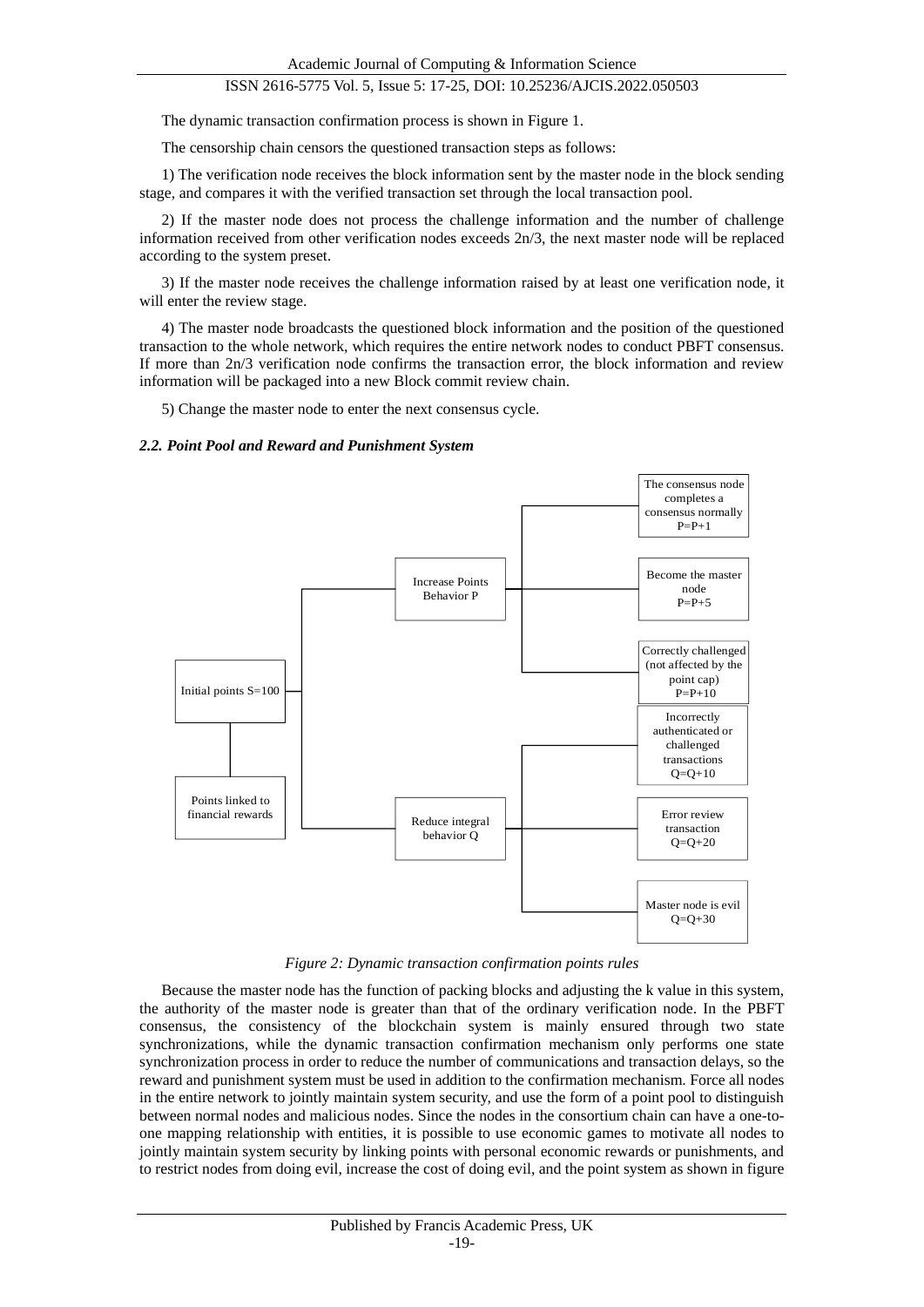The dynamic transaction confirmation process is shown in Figure 1.

The censorship chain censors the questioned transaction steps as follows:

1) The verification node receives the block information sent by the master node in the block sending stage, and compares it with the verified transaction set through the local transaction pool.

2) If the master node does not process the challenge information and the number of challenge information received from other verification nodes exceeds 2n/3, the next master node will be replaced according to the system preset.

3) If the master node receives the challenge information raised by at least one verification node, it will enter the review stage.

4) The master node broadcasts the questioned block information and the position of the questioned transaction to the whole network, which requires the entire network nodes to conduct PBFT consensus. If more than 2n/3 verification node confirms the transaction error, the block information and review information will be packaged into a new Block commit review chain.

5) Change the master node to enter the next consensus cycle.

### *2.2. Point Pool and Reward and Punishment System*

Initial points S=100

Points linked to financial rewards

Increase Points Behavior P

- The consensus node completes a consensus normally P=P+1
- Become the master node P=P+5
- Correctly challenged (not affected by the point cap) P=P+10

Reduce integral behavior Q

- Incorrectly authenticated or challenged transactions Q=Q+10
- Error review transaction Q=Q+20
- Master node is evil Q=Q+30

*Figure 2: Dynamic transaction confirmation points rules*

Because the master node has the function of packing blocks and adjusting the k value in this system, the authority of the master node is greater than that of the ordinary verification node. In the PBFT consensus, the consistency of the blockchain system is mainly ensured through two state synchronizations, while the dynamic transaction confirmation mechanism only performs one state synchronization process in order to reduce the number of communications and transaction delays, so the reward and punishment system must be used in addition to the confirmation mechanism. Force all nodes in the entire network to jointly maintain system security, and use the form of a point pool to distinguish between normal nodes and malicious nodes. Since the nodes in the consortium chain can have a one-to-one mapping relationship with entities, it is possible to use economic games to motivate all nodes to jointly maintain system security by linking points with personal economic rewards or punishments, and to restrict nodes from doing evil, increase the cost of doing evil, and the point system as shown in figure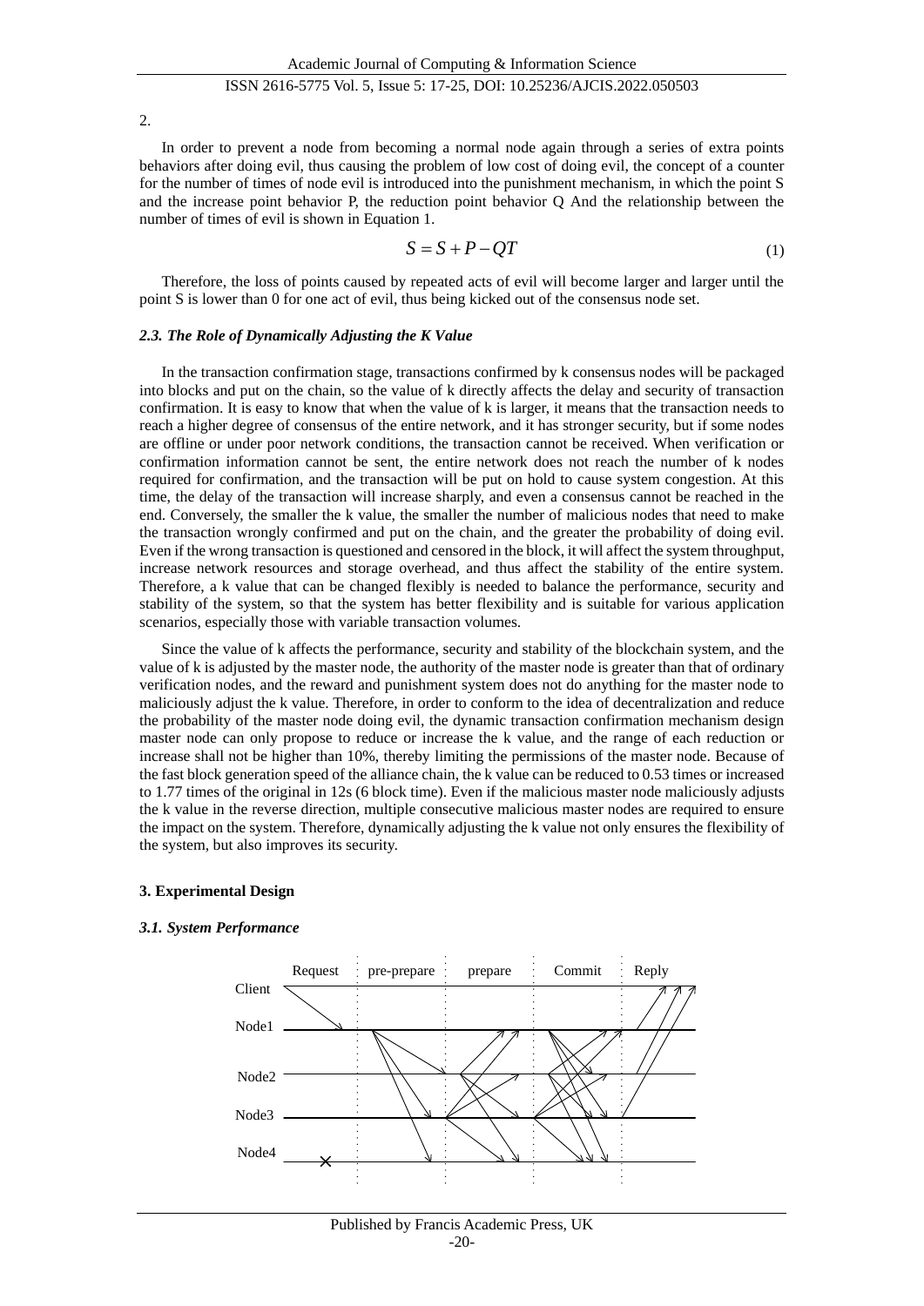2.

In order to prevent a node from becoming a normal node again through a series of extra points behaviors after doing evil, thus causing the problem of low cost of doing evil, the concept of a counter for the number of times of node evil is introduced into the punishment mechanism, in which the point S and the increase point behavior P, the reduction point behavior Q And the relationship between the number of times of evil is shown in Equation 1.

$$S = S + P - QT \tag{1}$$

Therefore, the loss of points caused by repeated acts of evil will become larger and larger until the point S is lower than 0 for one act of evil, thus being kicked out of the consensus node set.

### *2.3. The Role of Dynamically Adjusting the K Value*

In the transaction confirmation stage, transactions confirmed by k consensus nodes will be packaged into blocks and put on the chain, so the value of k directly affects the delay and security of transaction confirmation. It is easy to know that when the value of k is larger, it means that the transaction needs to reach a higher degree of consensus of the entire network, and it has stronger security, but if some nodes are offline or under poor network conditions, the transaction cannot be received. When verification or confirmation information cannot be sent, the entire network does not reach the number of k nodes required for confirmation, and the transaction will be put on hold to cause system congestion. At this time, the delay of the transaction will increase sharply, and even a consensus cannot be reached in the end. Conversely, the smaller the k value, the smaller the number of malicious nodes that need to make the transaction wrongly confirmed and put on the chain, and the greater the probability of doing evil. Even if the wrong transaction is questioned and censored in the block, it will affect the system throughput, increase network resources and storage overhead, and thus affect the stability of the entire system. Therefore, a k value that can be changed flexibly is needed to balance the performance, security and stability of the system, so that the system has better flexibility and is suitable for various application scenarios, especially those with variable transaction volumes.

Since the value of k affects the performance, security and stability of the blockchain system, and the value of k is adjusted by the master node, the authority of the master node is greater than that of ordinary verification nodes, and the reward and punishment system does not do anything for the master node to maliciously adjust the k value. Therefore, in order to conform to the idea of decentralization and reduce the probability of the master node doing evil, the dynamic transaction confirmation mechanism design master node can only propose to reduce or increase the k value, and the range of each reduction or increase shall not be higher than 10%, thereby limiting the permissions of the master node. Because of the fast block generation speed of the alliance chain, the k value can be reduced to 0.53 times or increased to 1.77 times of the original in 12s (6 block time). Even if the malicious master node maliciously adjusts the k value in the reverse direction, multiple consecutive malicious master nodes are required to ensure the impact on the system. Therefore, dynamically adjusting the k value not only ensures the flexibility of the system, but also improves its security.

## 3. Experimental Design

### *3.1. System Performance*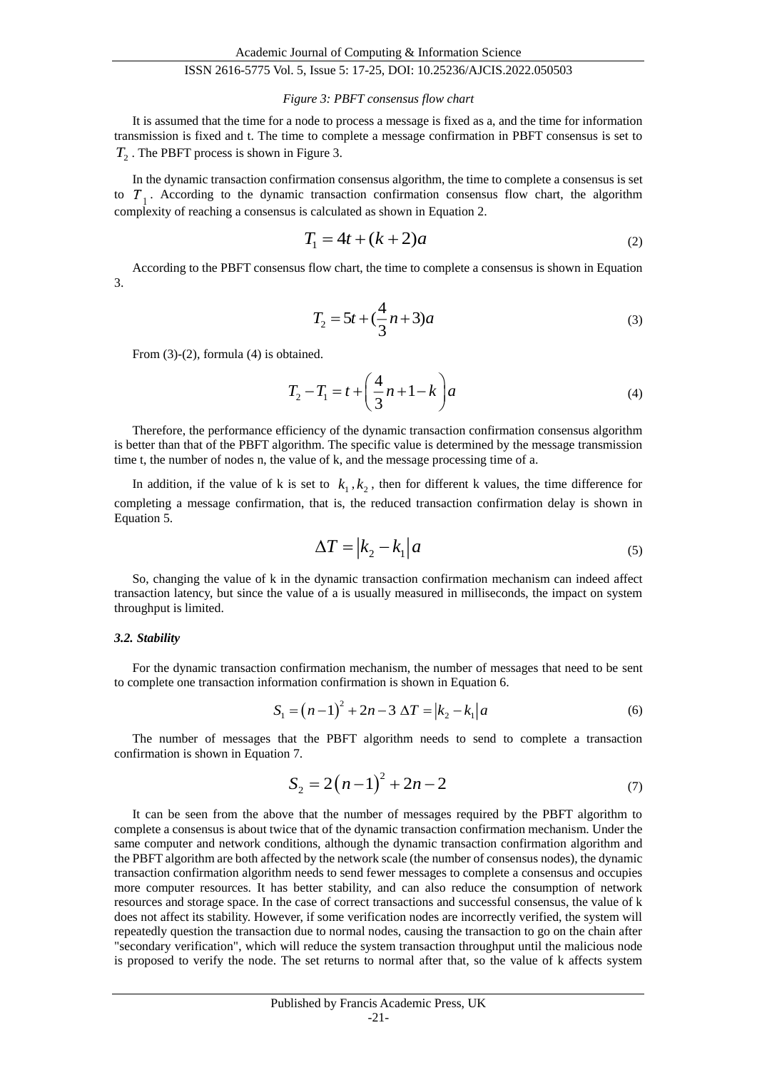*Figure 3: PBFT consensus flow chart*

It is assumed that the time for a node to process a message is fixed as a, and the time for information transmission is fixed and t. The time to complete a message confirmation in PBFT consensus is set to $T_2$ . The PBFT process is shown in Figure 3.

In the dynamic transaction confirmation consensus algorithm, the time to complete a consensus is set to $T_1$. According to the dynamic transaction confirmation consensus flow chart, the algorithm complexity of reaching a consensus is calculated as shown in Equation 2.

$$T_1 = 4t + (k+2)a \tag{2}$$

According to the PBFT consensus flow chart, the time to complete a consensus is shown in Equation 3.

$$T_2 = 5t + (\frac{4}{3}n + 3)a \tag{3}$$

From (3)-(2), formula (4) is obtained.

$$T_2 - T_1 = t + \left(\frac{4}{3}n + 1 - k\right)a \tag{4}$$

Therefore, the performance efficiency of the dynamic transaction confirmation consensus algorithm is better than that of the PBFT algorithm. The specific value is determined by the message transmission time t, the number of nodes n, the value of k, and the message processing time of a.

In addition, if the value of k is set to $k_1, k_2$, then for different k values, the time difference for completing a message confirmation, that is, the reduced transaction confirmation delay is shown in Equation 5.

$$\Delta T = |k_2 - k_1|a \tag{5}$$

So, changing the value of k in the dynamic transaction confirmation mechanism can indeed affect transaction latency, but since the value of a is usually measured in milliseconds, the impact on system throughput is limited.

### *3.2. Stability*

For the dynamic transaction confirmation mechanism, the number of messages that need to be sent to complete one transaction information confirmation is shown in Equation 6.

$$S_1 = (n-1)^2 + 2n - 3 \; \Delta T = |k_2 - k_1|a \tag{6}$$

The number of messages that the PBFT algorithm needs to send to complete a transaction confirmation is shown in Equation 7.

$$S_2 = 2(n-1)^2 + 2n - 2 \tag{7}$$

It can be seen from the above that the number of messages required by the PBFT algorithm to complete a consensus is about twice that of the dynamic transaction confirmation mechanism. Under the same computer and network conditions, although the dynamic transaction confirmation algorithm and the PBFT algorithm are both affected by the network scale (the number of consensus nodes), the dynamic transaction confirmation algorithm needs to send fewer messages to complete a consensus and occupies more computer resources. It has better stability, and can also reduce the consumption of network resources and storage space. In the case of correct transactions and successful consensus, the value of k does not affect its stability. However, if some verification nodes are incorrectly verified, the system will repeatedly question the transaction due to normal nodes, causing the transaction to go on the chain after "secondary verification", which will reduce the system transaction throughput until the malicious node is proposed to verify the node. The set returns to normal after that, so the value of k affects system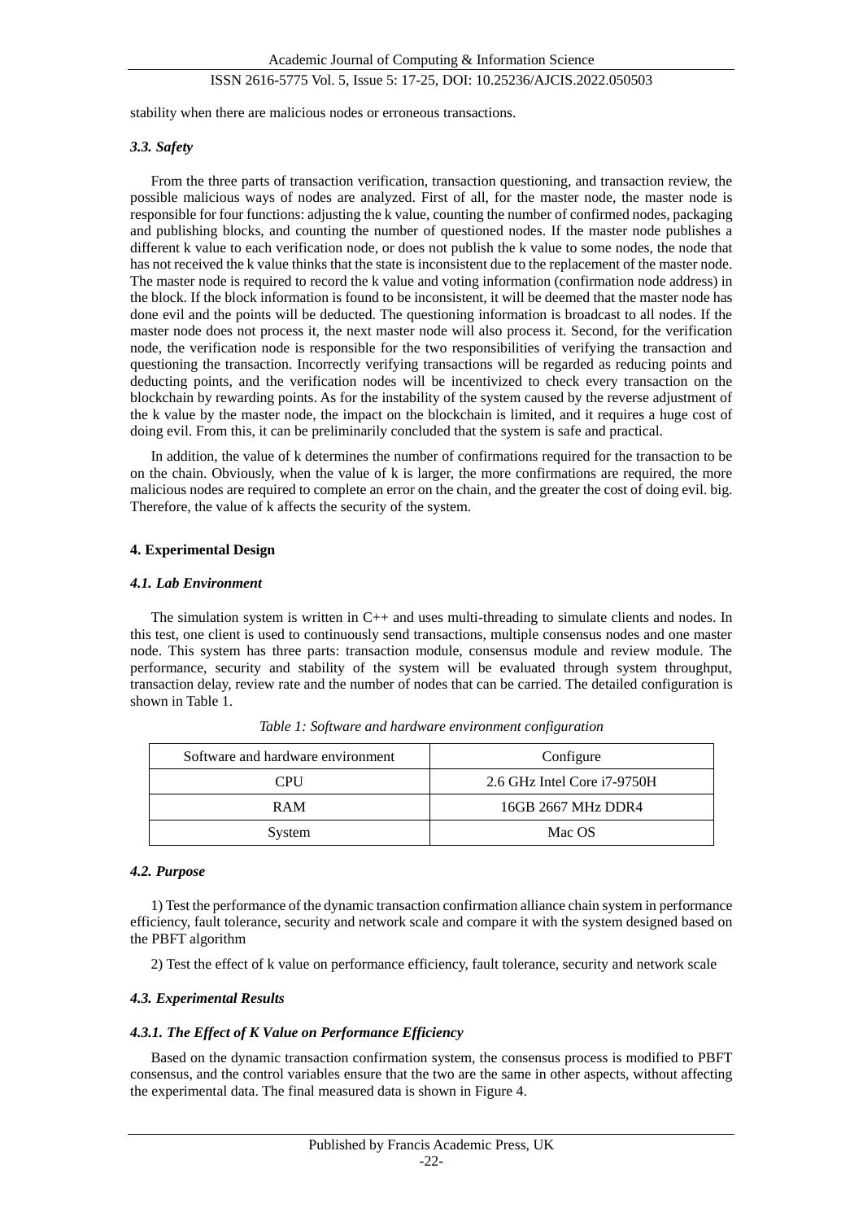stability when there are malicious nodes or erroneous transactions.

### *3.3. Safety*

From the three parts of transaction verification, transaction questioning, and transaction review, the possible malicious ways of nodes are analyzed. First of all, for the master node, the master node is responsible for four functions: adjusting the k value, counting the number of confirmed nodes, packaging and publishing blocks, and counting the number of questioned nodes. If the master node publishes a different k value to each verification node, or does not publish the k value to some nodes, the node that has not received the k value thinks that the state is inconsistent due to the replacement of the master node. The master node is required to record the k value and voting information (confirmation node address) in the block. If the block information is found to be inconsistent, it will be deemed that the master node has done evil and the points will be deducted. The questioning information is broadcast to all nodes. If the master node does not process it, the next master node will also process it. Second, for the verification node, the verification node is responsible for the two responsibilities of verifying the transaction and questioning the transaction. Incorrectly verifying transactions will be regarded as reducing points and deducting points, and the verification nodes will be incentivized to check every transaction on the blockchain by rewarding points. As for the instability of the system caused by the reverse adjustment of the k value by the master node, the impact on the blockchain is limited, and it requires a huge cost of doing evil. From this, it can be preliminarily concluded that the system is safe and practical.

In addition, the value of k determines the number of confirmations required for the transaction to be on the chain. Obviously, when the value of k is larger, the more confirmations are required, the more malicious nodes are required to complete an error on the chain, and the greater the cost of doing evil. big. Therefore, the value of k affects the security of the system.

## 4. Experimental Design

### *4.1. Lab Environment*

The simulation system is written in C++ and uses multi-threading to simulate clients and nodes. In this test, one client is used to continuously send transactions, multiple consensus nodes and one master node. This system has three parts: transaction module, consensus module and review module. The performance, security and stability of the system will be evaluated through system throughput, transaction delay, review rate and the number of nodes that can be carried. The detailed configuration is shown in Table 1.

*Table 1: Software and hardware environment configuration*

| Software and hardware environment | Configure |
| --- | --- |
| CPU | 2.6 GHz Intel Core i7-9750H |
| RAM | 16GB 2667 MHz DDR4 |
| System | Mac OS |

### *4.2. Purpose*

1) Test the performance of the dynamic transaction confirmation alliance chain system in performance efficiency, fault tolerance, security and network scale and compare it with the system designed based on the PBFT algorithm

2) Test the effect of k value on performance efficiency, fault tolerance, security and network scale

### *4.3. Experimental Results*

#### *4.3.1. The Effect of K Value on Performance Efficiency*

Based on the dynamic transaction confirmation system, the consensus process is modified to PBFT consensus, and the control variables ensure that the two are the same in other aspects, without affecting the experimental data. The final measured data is shown in Figure 4.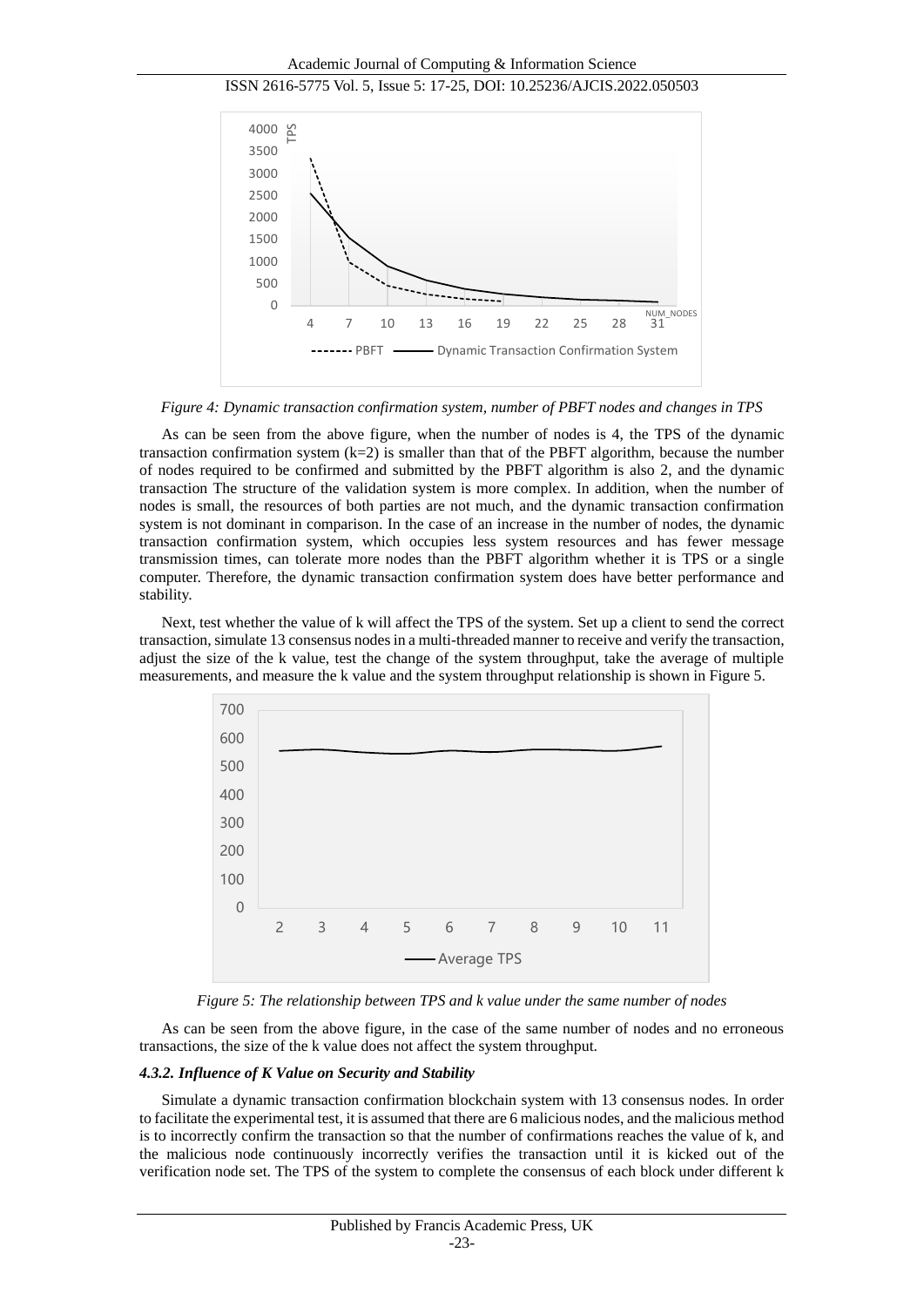*Figure 4: Dynamic transaction confirmation system, number of PBFT nodes and changes in TPS*

As can be seen from the above figure, when the number of nodes is 4, the TPS of the dynamic transaction confirmation system (k=2) is smaller than that of the PBFT algorithm, because the number of nodes required to be confirmed and submitted by the PBFT algorithm is also 2, and the dynamic transaction The structure of the validation system is more complex. In addition, when the number of nodes is small, the resources of both parties are not much, and the dynamic transaction confirmation system is not dominant in comparison. In the case of an increase in the number of nodes, the dynamic transaction confirmation system, which occupies less system resources and has fewer message transmission times, can tolerate more nodes than the PBFT algorithm whether it is TPS or a single computer. Therefore, the dynamic transaction confirmation system does have better performance and stability.

Next, test whether the value of k will affect the TPS of the system. Set up a client to send the correct transaction, simulate 13 consensus nodes in a multi-threaded manner to receive and verify the transaction, adjust the size of the k value, test the change of the system throughput, take the average of multiple measurements, and measure the k value and the system throughput relationship is shown in Figure 5.

*Figure 5: The relationship between TPS and k value under the same number of nodes*

As can be seen from the above figure, in the case of the same number of nodes and no erroneous transactions, the size of the k value does not affect the system throughput.

#### *4.3.2. Influence of K Value on Security and Stability*

Simulate a dynamic transaction confirmation blockchain system with 13 consensus nodes. In order to facilitate the experimental test, it is assumed that there are 6 malicious nodes, and the malicious method is to incorrectly confirm the transaction so that the number of confirmations reaches the value of k, and the malicious node continuously incorrectly verifies the transaction until it is kicked out of the verification node set. The TPS of the system to complete the consensus of each block under different k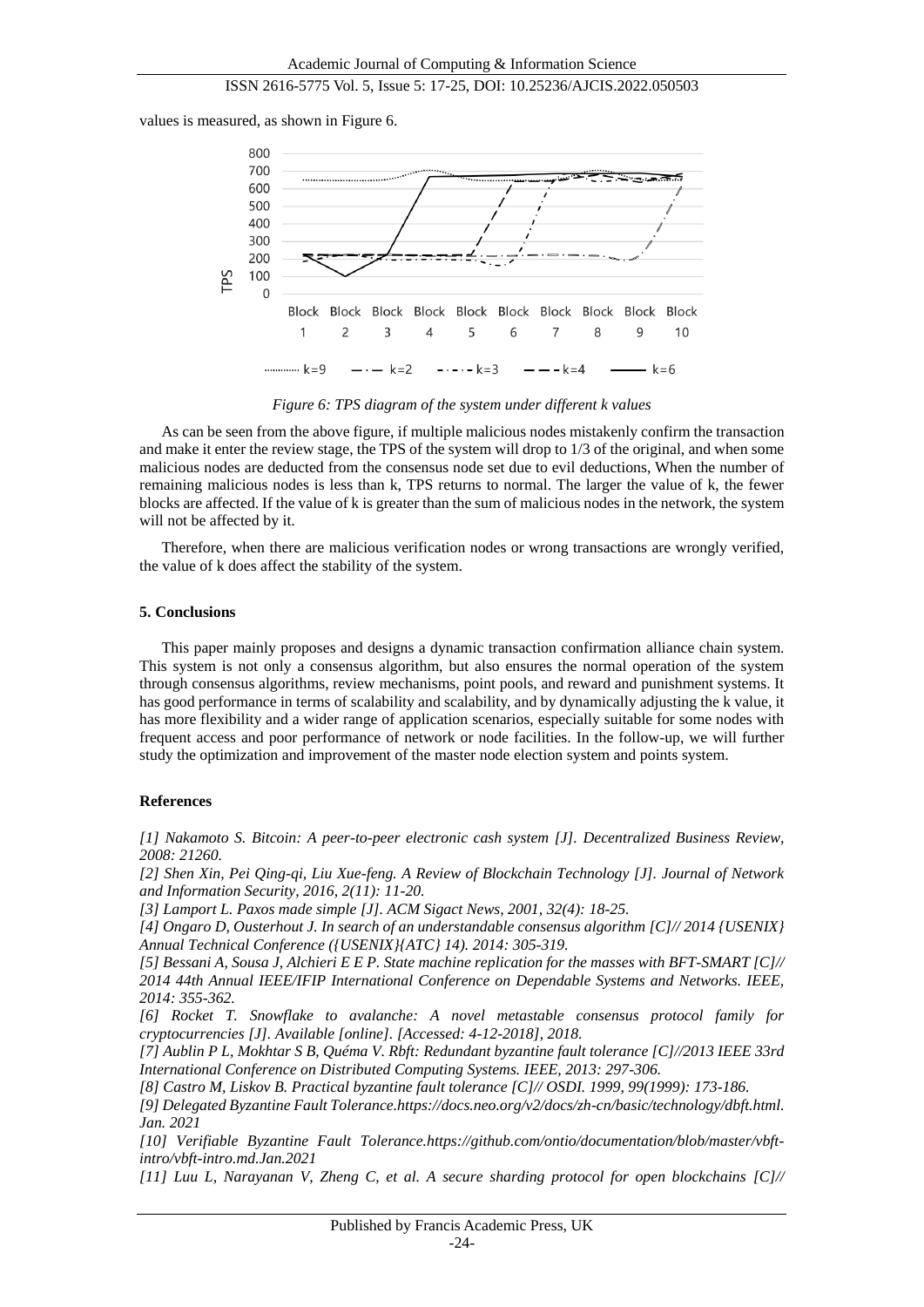values is measured, as shown in Figure 6.

*Figure 6: TPS diagram of the system under different k values*

As can be seen from the above figure, if multiple malicious nodes mistakenly confirm the transaction and make it enter the review stage, the TPS of the system will drop to 1/3 of the original, and when some malicious nodes are deducted from the consensus node set due to evil deductions, When the number of remaining malicious nodes is less than k, TPS returns to normal. The larger the value of k, the fewer blocks are affected. If the value of k is greater than the sum of malicious nodes in the network, the system will not be affected by it.

Therefore, when there are malicious verification nodes or wrong transactions are wrongly verified, the value of k does affect the stability of the system.

## 5. Conclusions

This paper mainly proposes and designs a dynamic transaction confirmation alliance chain system. This system is not only a consensus algorithm, but also ensures the normal operation of the system through consensus algorithms, review mechanisms, point pools, and reward and punishment systems. It has good performance in terms of scalability and scalability, and by dynamically adjusting the k value, it has more flexibility and a wider range of application scenarios, especially suitable for some nodes with frequent access and poor performance of network or node facilities. In the follow-up, we will further study the optimization and improvement of the master node election system and points system.

## References

*[1] Nakamoto S. Bitcoin: A peer-to-peer electronic cash system [J]. Decentralized Business Review, 2008: 21260.*

*[2] Shen Xin, Pei Qing-qi, Liu Xue-feng. A Review of Blockchain Technology [J]. Journal of Network and Information Security, 2016, 2(11): 11-20.*

*[3] Lamport L. Paxos made simple [J]. ACM Sigact News, 2001, 32(4): 18-25.*

*[4] Ongaro D, Ousterhout J. In search of an understandable consensus algorithm [C]// 2014 {USENIX} Annual Technical Conference ({USENIX}{ATC} 14). 2014: 305-319.*

*[5] Bessani A, Sousa J, Alchieri E E P. State machine replication for the masses with BFT-SMART [C]// 2014 44th Annual IEEE/IFIP International Conference on Dependable Systems and Networks. IEEE, 2014: 355-362.*

*[6] Rocket T. Snowflake to avalanche: A novel metastable consensus protocol family for cryptocurrencies [J]. Available [online]. [Accessed: 4-12-2018], 2018.*

*[7] Aublin P L, Mokhtar S B, Quéma V. Rbft: Redundant byzantine fault tolerance [C]//2013 IEEE 33rd International Conference on Distributed Computing Systems. IEEE, 2013: 297-306.*

*[8] Castro M, Liskov B. Practical byzantine fault tolerance [C]// OSDI. 1999, 99(1999): 173-186.*

*[9] Delegated Byzantine Fault Tolerance.https://docs.neo.org/v2/docs/zh-cn/basic/technology/dbft.html. Jan. 2021*

*[10] Verifiable Byzantine Fault Tolerance.https://github.com/ontio/documentation/blob/master/vbft-intro/vbft-intro.md.Jan.2021*

*[11] Luu L, Narayanan V, Zheng C, et al. A secure sharding protocol for open blockchains [C]//*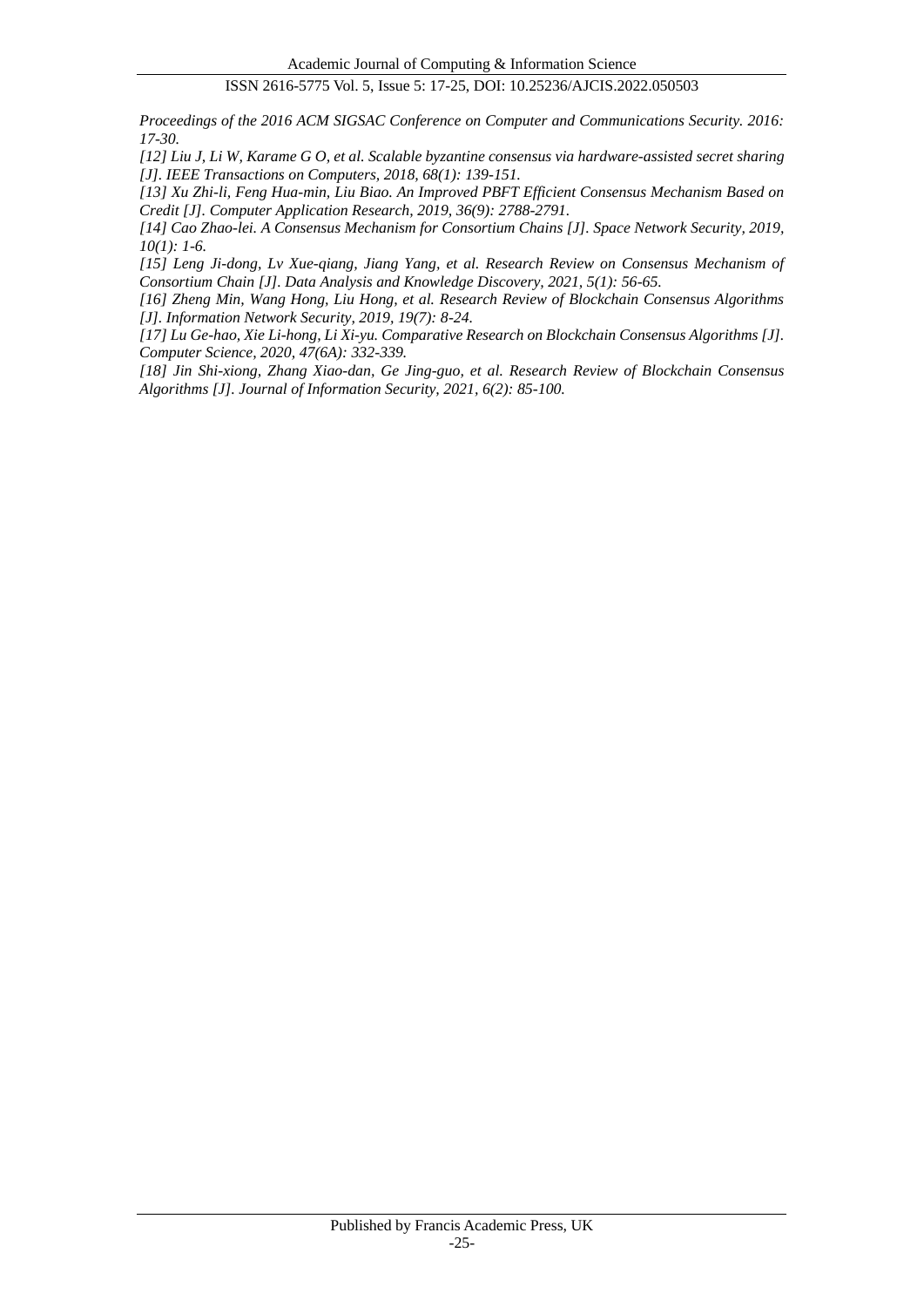*Proceedings of the 2016 ACM SIGSAC Conference on Computer and Communications Security. 2016: 17-30.*

*[12] Liu J, Li W, Karame G O, et al. Scalable byzantine consensus via hardware-assisted secret sharing [J]. IEEE Transactions on Computers, 2018, 68(1): 139-151.*

*[13] Xu Zhi-li, Feng Hua-min, Liu Biao. An Improved PBFT Efficient Consensus Mechanism Based on Credit [J]. Computer Application Research, 2019, 36(9): 2788-2791.*

*[14] Cao Zhao-lei. A Consensus Mechanism for Consortium Chains [J]. Space Network Security, 2019, 10(1): 1-6.*

*[15] Leng Ji-dong, Lv Xue-qiang, Jiang Yang, et al. Research Review on Consensus Mechanism of Consortium Chain [J]. Data Analysis and Knowledge Discovery, 2021, 5(1): 56-65.*

*[16] Zheng Min, Wang Hong, Liu Hong, et al. Research Review of Blockchain Consensus Algorithms [J]. Information Network Security, 2019, 19(7): 8-24.*

*[17] Lu Ge-hao, Xie Li-hong, Li Xi-yu. Comparative Research on Blockchain Consensus Algorithms [J]. Computer Science, 2020, 47(6A): 332-339.*

*[18] Jin Shi-xiong, Zhang Xiao-dan, Ge Jing-guo, et al. Research Review of Blockchain Consensus Algorithms [J]. Journal of Information Security, 2021, 6(2): 85-100.*